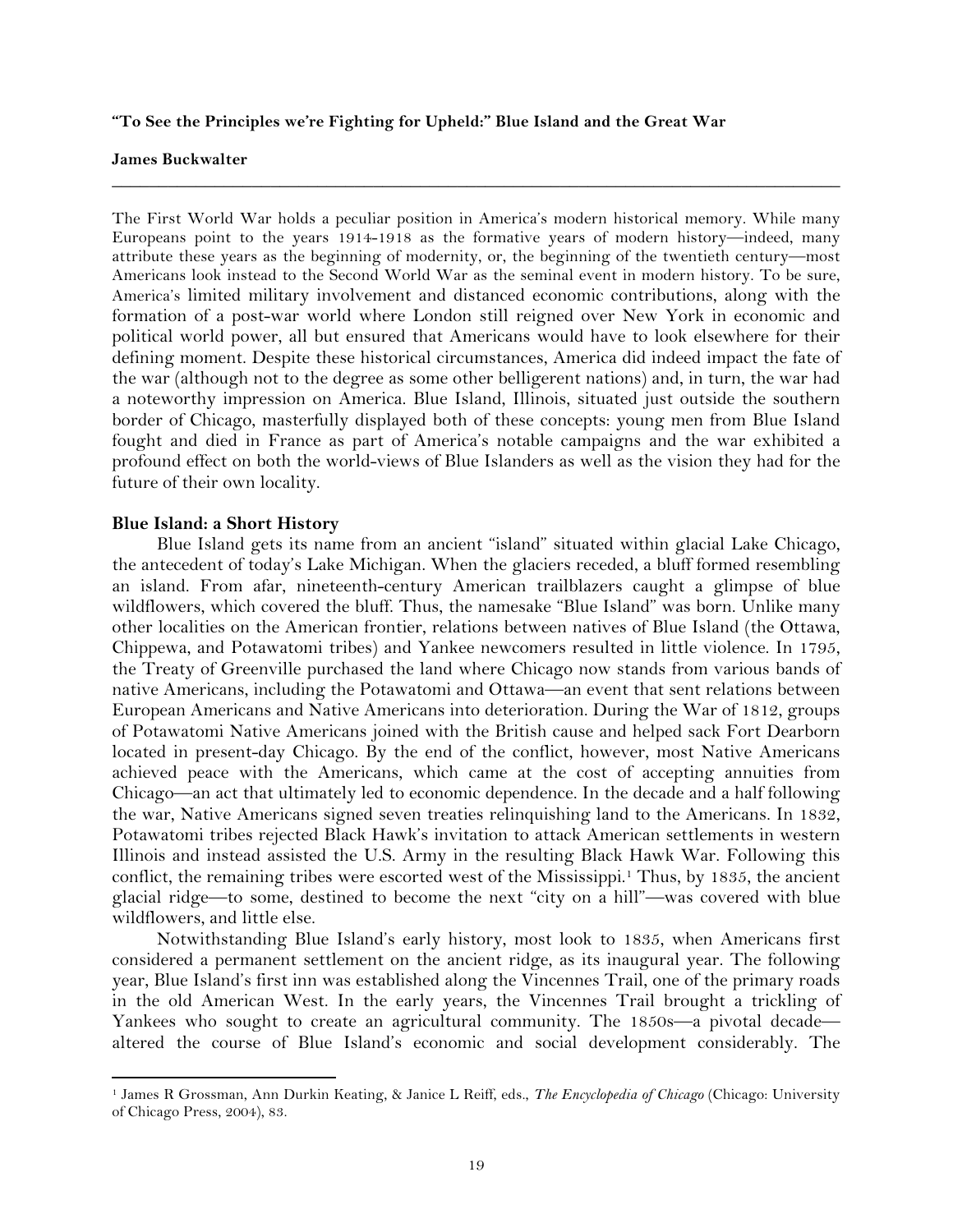**"To See the Principles we're Fighting for Upheld:" Blue Island and the Great War**

**James Buckwalter**

---

The First World War holds a peculiar position in America's modern historical memory. While many Europeans point to the years 1914-1918 as the formative years of modern history—indeed, many attribute these years as the beginning of modernity, or, the beginning of the twentieth century—most Americans look instead to the Second World War as the seminal event in modern history. To be sure, America's limited military involvement and distanced economic contributions, along with the formation of a post-war world where London still reigned over New York in economic and political world power, all but ensured that Americans would have to look elsewhere for their defining moment. Despite these historical circumstances, America did indeed impact the fate of the war (although not to the degree as some other belligerent nations) and, in turn, the war had a noteworthy impression on America. Blue Island, Illinois, situated just outside the southern border of Chicago, masterfully displayed both of these concepts: young men from Blue Island fought and died in France as part of America's notable campaigns and the war exhibited a profound effect on both the world-views of Blue Islanders as well as the vision they had for the future of their own locality.

## Blue Island: a Short History

Blue Island gets its name from an ancient "island" situated within glacial Lake Chicago, the antecedent of today's Lake Michigan. When the glaciers receded, a bluff formed resembling an island. From afar, nineteenth-century American trailblazers caught a glimpse of blue wildflowers, which covered the bluff. Thus, the namesake "Blue Island" was born. Unlike many other localities on the American frontier, relations between natives of Blue Island (the Ottawa, Chippewa, and Potawatomi tribes) and Yankee newcomers resulted in little violence. In 1795, the Treaty of Greenville purchased the land where Chicago now stands from various bands of native Americans, including the Potawatomi and Ottawa—an event that sent relations between European Americans and Native Americans into deterioration. During the War of 1812, groups of Potawatomi Native Americans joined with the British cause and helped sack Fort Dearborn located in present-day Chicago. By the end of the conflict, however, most Native Americans achieved peace with the Americans, which came at the cost of accepting annuities from Chicago—an act that ultimately led to economic dependence. In the decade and a half following the war, Native Americans signed seven treaties relinquishing land to the Americans. In 1832, Potawatomi tribes rejected Black Hawk's invitation to attack American settlements in western Illinois and instead assisted the U.S. Army in the resulting Black Hawk War. Following this conflict, the remaining tribes were escorted west of the Mississippi.[1] Thus, by 1835, the ancient glacial ridge—to some, destined to become the next "city on a hill"—was covered with blue wildflowers, and little else.

Notwithstanding Blue Island's early history, most look to 1835, when Americans first considered a permanent settlement on the ancient ridge, as its inaugural year. The following year, Blue Island's first inn was established along the Vincennes Trail, one of the primary roads in the old American West. In the early years, the Vincennes Trail brought a trickling of Yankees who sought to create an agricultural community. The 1850s—a pivotal decade—altered the course of Blue Island's economic and social development considerably. The

---

[1] James R Grossman, Ann Durkin Keating, & Janice L Reiff, eds., *The Encyclopedia of Chicago* (Chicago: University of Chicago Press, 2004), 83.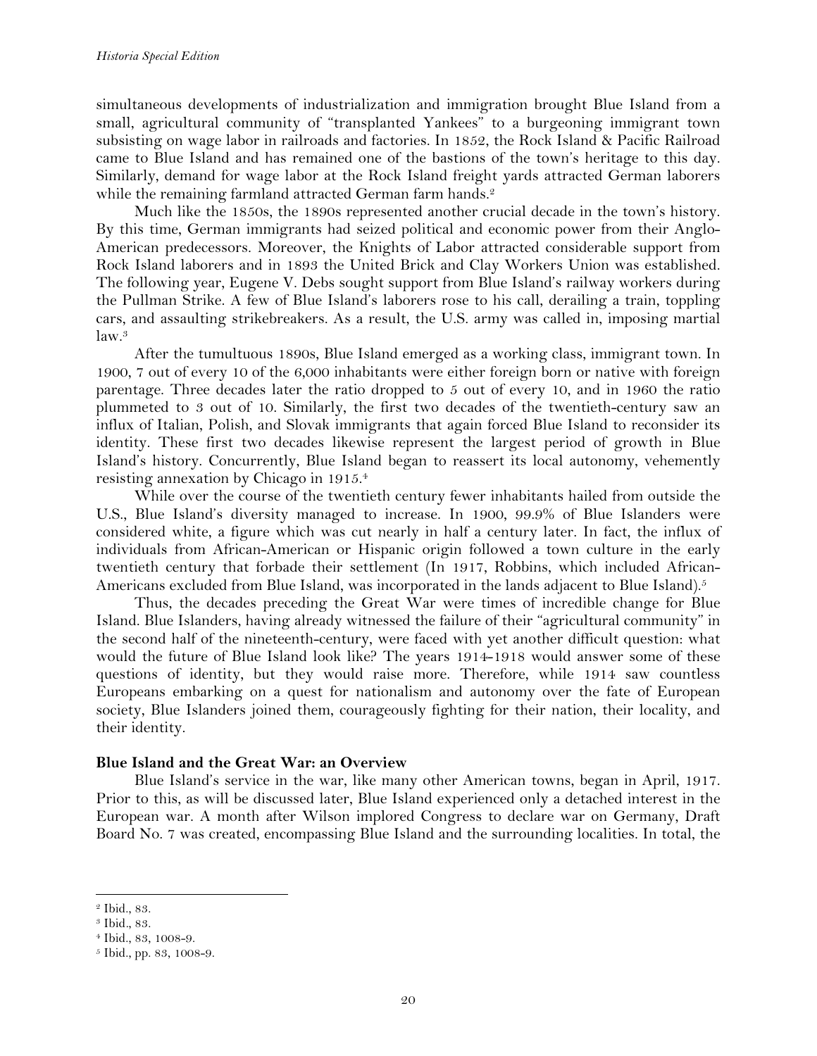simultaneous developments of industrialization and immigration brought Blue Island from a small, agricultural community of "transplanted Yankees" to a burgeoning immigrant town subsisting on wage labor in railroads and factories. In 1852, the Rock Island & Pacific Railroad came to Blue Island and has remained one of the bastions of the town's heritage to this day. Similarly, demand for wage labor at the Rock Island freight yards attracted German laborers while the remaining farmland attracted German farm hands.[2]

Much like the 1850s, the 1890s represented another crucial decade in the town's history. By this time, German immigrants had seized political and economic power from their Anglo-American predecessors. Moreover, the Knights of Labor attracted considerable support from Rock Island laborers and in 1893 the United Brick and Clay Workers Union was established. The following year, Eugene V. Debs sought support from Blue Island's railway workers during the Pullman Strike. A few of Blue Island's laborers rose to his call, derailing a train, toppling cars, and assaulting strikebreakers. As a result, the U.S. army was called in, imposing martial law.[3]

After the tumultuous 1890s, Blue Island emerged as a working class, immigrant town. In 1900, 7 out of every 10 of the 6,000 inhabitants were either foreign born or native with foreign parentage. Three decades later the ratio dropped to 5 out of every 10, and in 1960 the ratio plummeted to 3 out of 10. Similarly, the first two decades of the twentieth-century saw an influx of Italian, Polish, and Slovak immigrants that again forced Blue Island to reconsider its identity. These first two decades likewise represent the largest period of growth in Blue Island's history. Concurrently, Blue Island began to reassert its local autonomy, vehemently resisting annexation by Chicago in 1915.[4]

While over the course of the twentieth century fewer inhabitants hailed from outside the U.S., Blue Island's diversity managed to increase. In 1900, 99.9% of Blue Islanders were considered white, a figure which was cut nearly in half a century later. In fact, the influx of individuals from African-American or Hispanic origin followed a town culture in the early twentieth century that forbade their settlement (In 1917, Robbins, which included African-Americans excluded from Blue Island, was incorporated in the lands adjacent to Blue Island).[5]

Thus, the decades preceding the Great War were times of incredible change for Blue Island. Blue Islanders, having already witnessed the failure of their "agricultural community" in the second half of the nineteenth-century, were faced with yet another difficult question: what would the future of Blue Island look like? The years 1914-1918 would answer some of these questions of identity, but they would raise more. Therefore, while 1914 saw countless Europeans embarking on a quest for nationalism and autonomy over the fate of European society, Blue Islanders joined them, courageously fighting for their nation, their locality, and their identity.

**Blue Island and the Great War: an Overview**

Blue Island's service in the war, like many other American towns, began in April, 1917. Prior to this, as will be discussed later, Blue Island experienced only a detached interest in the European war. A month after Wilson implored Congress to declare war on Germany, Draft Board No. 7 was created, encompassing Blue Island and the surrounding localities. In total, the

---

[2] Ibid., 83.

[3] Ibid., 83.

[4] Ibid., 83, 1008-9.

[5] Ibid., pp. 83, 1008-9.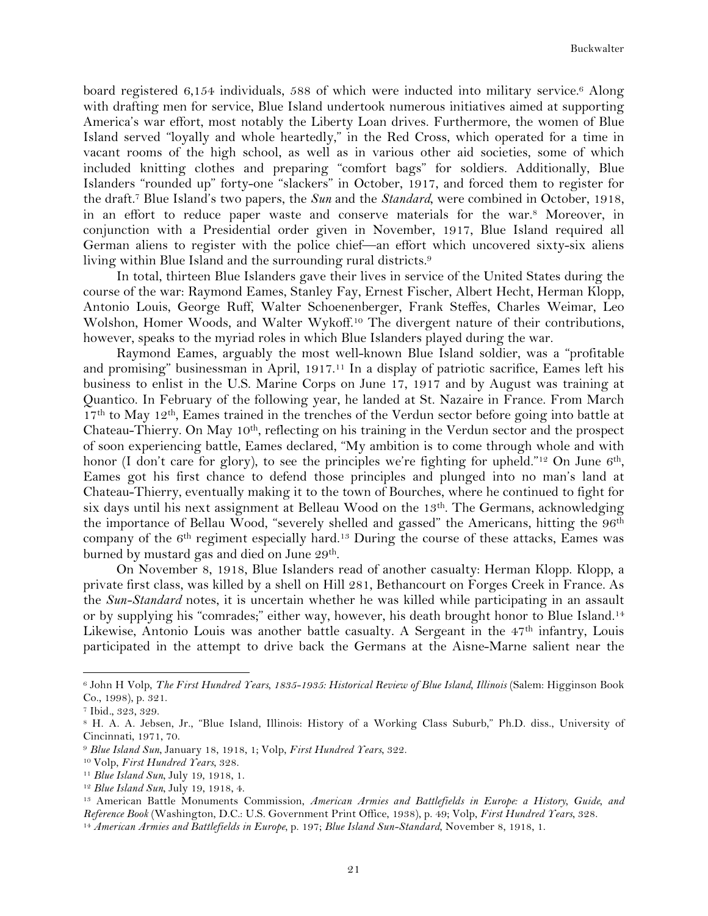board registered 6,154 individuals, 588 of which were inducted into military service.[6] Along with drafting men for service, Blue Island undertook numerous initiatives aimed at supporting America's war effort, most notably the Liberty Loan drives. Furthermore, the women of Blue Island served "loyally and whole heartedly," in the Red Cross, which operated for a time in vacant rooms of the high school, as well as in various other aid societies, some of which included knitting clothes and preparing "comfort bags" for soldiers. Additionally, Blue Islanders "rounded up" forty-one "slackers" in October, 1917, and forced them to register for the draft.[7] Blue Island's two papers, the *Sun* and the *Standard*, were combined in October, 1918, in an effort to reduce paper waste and conserve materials for the war.[8] Moreover, in conjunction with a Presidential order given in November, 1917, Blue Island required all German aliens to register with the police chief—an effort which uncovered sixty-six aliens living within Blue Island and the surrounding rural districts.[9]

In total, thirteen Blue Islanders gave their lives in service of the United States during the course of the war: Raymond Eames, Stanley Fay, Ernest Fischer, Albert Hecht, Herman Klopp, Antonio Louis, George Ruff, Walter Schoenenberger, Frank Steffes, Charles Weimar, Leo Wolshon, Homer Woods, and Walter Wykoff.[10] The divergent nature of their contributions, however, speaks to the myriad roles in which Blue Islanders played during the war.

Raymond Eames, arguably the most well-known Blue Island soldier, was a "profitable and promising" businessman in April, 1917.[11] In a display of patriotic sacrifice, Eames left his business to enlist in the U.S. Marine Corps on June 17, 1917 and by August was training at Quantico. In February of the following year, he landed at St. Nazaire in France. From March 17th to May 12th, Eames trained in the trenches of the Verdun sector before going into battle at Chateau-Thierry. On May 10th, reflecting on his training in the Verdun sector and the prospect of soon experiencing battle, Eames declared, "My ambition is to come through whole and with honor (I don't care for glory), to see the principles we're fighting for upheld."[12] On June 6th, Eames got his first chance to defend those principles and plunged into no man's land at Chateau-Thierry, eventually making it to the town of Bourches, where he continued to fight for six days until his next assignment at Belleau Wood on the 13th. The Germans, acknowledging the importance of Bellau Wood, "severely shelled and gassed" the Americans, hitting the 96th company of the 6th regiment especially hard.[13] During the course of these attacks, Eames was burned by mustard gas and died on June 29th.

On November 8, 1918, Blue Islanders read of another casualty: Herman Klopp. Klopp, a private first class, was killed by a shell on Hill 281, Bethancourt on Forges Creek in France. As the *Sun-Standard* notes, it is uncertain whether he was killed while participating in an assault or by supplying his "comrades;" either way, however, his death brought honor to Blue Island.[14] Likewise, Antonio Louis was another battle casualty. A Sergeant in the 47th infantry, Louis participated in the attempt to drive back the Germans at the Aisne-Marne salient near the

---

[6] John H Volp, *The First Hundred Years, 1835-1935: Historical Review of Blue Island, Illinois* (Salem: Higginson Book Co., 1998), p. 321.

[7] Ibid., 323, 329.

[8] H. A. A. Jebsen, Jr., "Blue Island, Illinois: History of a Working Class Suburb," Ph.D. diss., University of Cincinnati, 1971, 70.

[9] *Blue Island Sun*, January 18, 1918, 1; Volp, *First Hundred Years*, 322.

[10] Volp, *First Hundred Years*, 328.

[11] *Blue Island Sun*, July 19, 1918, 1.

[12] *Blue Island Sun*, July 19, 1918, 4.

[13] American Battle Monuments Commission, *American Armies and Battlefields in Europe: a History, Guide, and Reference Book* (Washington, D.C.: U.S. Government Print Office, 1938), p. 49; Volp, *First Hundred Years*, 328.

[14] *American Armies and Battlefields in Europe*, p. 197; *Blue Island Sun-Standard*, November 8, 1918, 1.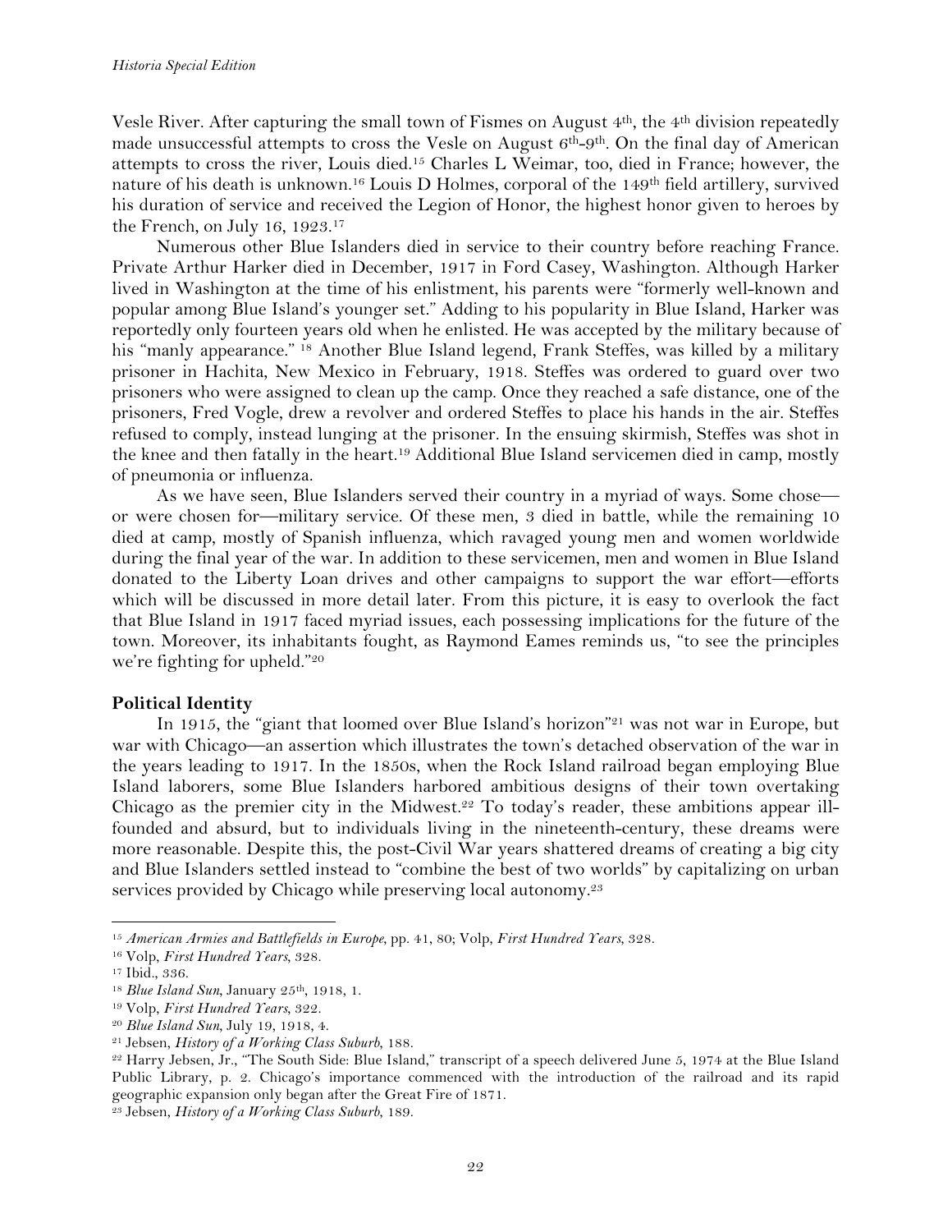Vesle River. After capturing the small town of Fismes on August 4th, the 4th division repeatedly made unsuccessful attempts to cross the Vesle on August 6th-9th. On the final day of American attempts to cross the river, Louis died.[15] Charles L Weimar, too, died in France; however, the nature of his death is unknown.[16] Louis D Holmes, corporal of the 149th field artillery, survived his duration of service and received the Legion of Honor, the highest honor given to heroes by the French, on July 16, 1923.[17]

Numerous other Blue Islanders died in service to their country before reaching France. Private Arthur Harker died in December, 1917 in Ford Casey, Washington. Although Harker lived in Washington at the time of his enlistment, his parents were "formerly well-known and popular among Blue Island's younger set." Adding to his popularity in Blue Island, Harker was reportedly only fourteen years old when he enlisted. He was accepted by the military because of his "manly appearance." [18] Another Blue Island legend, Frank Steffes, was killed by a military prisoner in Hachita, New Mexico in February, 1918. Steffes was ordered to guard over two prisoners who were assigned to clean up the camp. Once they reached a safe distance, one of the prisoners, Fred Vogle, drew a revolver and ordered Steffes to place his hands in the air. Steffes refused to comply, instead lunging at the prisoner. In the ensuing skirmish, Steffes was shot in the knee and then fatally in the heart.[19] Additional Blue Island servicemen died in camp, mostly of pneumonia or influenza.

As we have seen, Blue Islanders served their country in a myriad of ways. Some chose—or were chosen for—military service. Of these men, 3 died in battle, while the remaining 10 died at camp, mostly of Spanish influenza, which ravaged young men and women worldwide during the final year of the war. In addition to these servicemen, men and women in Blue Island donated to the Liberty Loan drives and other campaigns to support the war effort—efforts which will be discussed in more detail later. From this picture, it is easy to overlook the fact that Blue Island in 1917 faced myriad issues, each possessing implications for the future of the town. Moreover, its inhabitants fought, as Raymond Eames reminds us, "to see the principles we're fighting for upheld."[20]

**Political Identity**

In 1915, the "giant that loomed over Blue Island's horizon"[21] was not war in Europe, but war with Chicago—an assertion which illustrates the town's detached observation of the war in the years leading to 1917. In the 1850s, when the Rock Island railroad began employing Blue Island laborers, some Blue Islanders harbored ambitious designs of their town overtaking Chicago as the premier city in the Midwest.[22] To today's reader, these ambitions appear ill-founded and absurd, but to individuals living in the nineteenth-century, these dreams were more reasonable. Despite this, the post-Civil War years shattered dreams of creating a big city and Blue Islanders settled instead to "combine the best of two worlds" by capitalizing on urban services provided by Chicago while preserving local autonomy.[23]

---

[15] *American Armies and Battlefields in Europe*, pp. 41, 80; Volp, *First Hundred Years*, 328.

[16] Volp, *First Hundred Years*, 328.

[17] Ibid., 336.

[18] *Blue Island Sun*, January 25th, 1918, 1.

[19] Volp, *First Hundred Years*, 322.

[20] *Blue Island Sun*, July 19, 1918, 4.

[21] Jebsen, *History of a Working Class Suburb*, 188.

[22] Harry Jebsen, Jr., "The South Side: Blue Island," transcript of a speech delivered June 5, 1974 at the Blue Island Public Library, p. 2. Chicago's importance commenced with the introduction of the railroad and its rapid geographic expansion only began after the Great Fire of 1871.

[23] Jebsen, *History of a Working Class Suburb*, 189.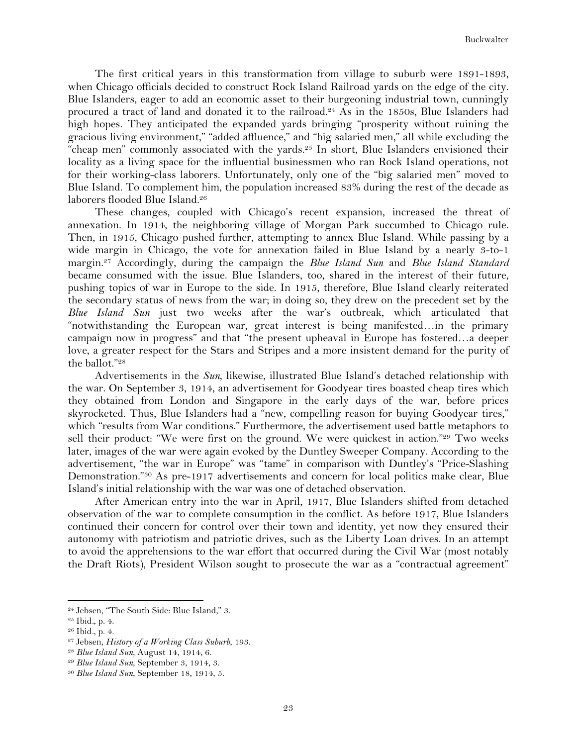The first critical years in this transformation from village to suburb were 1891-1893, when Chicago officials decided to construct Rock Island Railroad yards on the edge of the city. Blue Islanders, eager to add an economic asset to their burgeoning industrial town, cunningly procured a tract of land and donated it to the railroad.[24] As in the 1850s, Blue Islanders had high hopes. They anticipated the expanded yards bringing "prosperity without ruining the gracious living environment," "added affluence," and "big salaried men," all while excluding the "cheap men" commonly associated with the yards.[25] In short, Blue Islanders envisioned their locality as a living space for the influential businessmen who ran Rock Island operations, not for their working-class laborers. Unfortunately, only one of the "big salaried men" moved to Blue Island. To complement him, the population increased 83% during the rest of the decade as laborers flooded Blue Island.[26]

These changes, coupled with Chicago's recent expansion, increased the threat of annexation. In 1914, the neighboring village of Morgan Park succumbed to Chicago rule. Then, in 1915, Chicago pushed further, attempting to annex Blue Island. While passing by a wide margin in Chicago, the vote for annexation failed in Blue Island by a nearly 3-to-1 margin.[27] Accordingly, during the campaign the *Blue Island Sun* and *Blue Island Standard* became consumed with the issue. Blue Islanders, too, shared in the interest of their future, pushing topics of war in Europe to the side. In 1915, therefore, Blue Island clearly reiterated the secondary status of news from the war; in doing so, they drew on the precedent set by the *Blue Island Sun* just two weeks after the war's outbreak, which articulated that "notwithstanding the European war, great interest is being manifested…in the primary campaign now in progress" and that "the present upheaval in Europe has fostered…a deeper love, a greater respect for the Stars and Stripes and a more insistent demand for the purity of the ballot."[28]

Advertisements in the *Sun*, likewise, illustrated Blue Island's detached relationship with the war. On September 3, 1914, an advertisement for Goodyear tires boasted cheap tires which they obtained from London and Singapore in the early days of the war, before prices skyrocketed. Thus, Blue Islanders had a "new, compelling reason for buying Goodyear tires," which "results from War conditions." Furthermore, the advertisement used battle metaphors to sell their product: "We were first on the ground. We were quickest in action."[29] Two weeks later, images of the war were again evoked by the Duntley Sweeper Company. According to the advertisement, "the war in Europe" was "tame" in comparison with Duntley's "Price-Slashing Demonstration."[30] As pre-1917 advertisements and concern for local politics make clear, Blue Island's initial relationship with the war was one of detached observation.

After American entry into the war in April, 1917, Blue Islanders shifted from detached observation of the war to complete consumption in the conflict. As before 1917, Blue Islanders continued their concern for control over their town and identity, yet now they ensured their autonomy with patriotism and patriotic drives, such as the Liberty Loan drives. In an attempt to avoid the apprehensions to the war effort that occurred during the Civil War (most notably the Draft Riots), President Wilson sought to prosecute the war as a "contractual agreement"

---

[24] Jebsen, "The South Side: Blue Island," 3.

[25] Ibid., p. 4.

[26] Ibid., p. 4.

[27] Jebsen, *History of a Working Class Suburb*, 193.

[28] *Blue Island Sun*, August 14, 1914, 6.

[29] *Blue Island Sun*, September 3, 1914, 3.

[30] *Blue Island Sun*, September 18, 1914, 5.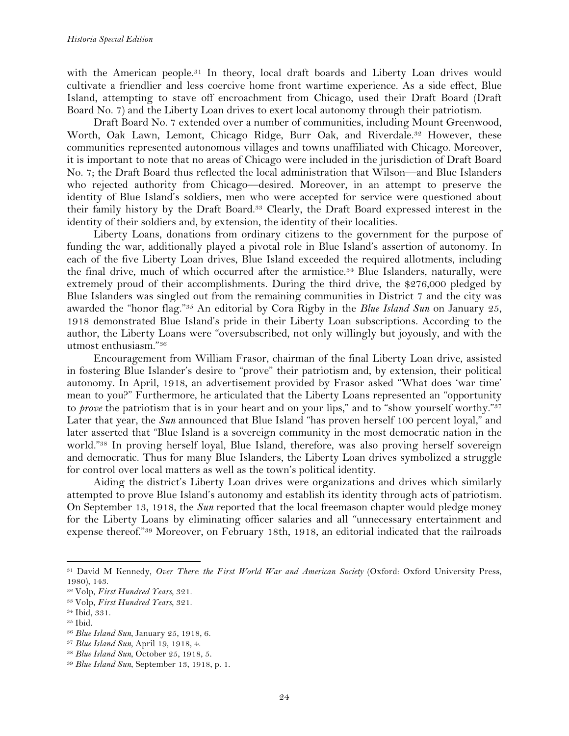with the American people.[31] In theory, local draft boards and Liberty Loan drives would cultivate a friendlier and less coercive home front wartime experience. As a side effect, Blue Island, attempting to stave off encroachment from Chicago, used their Draft Board (Draft Board No. 7) and the Liberty Loan drives to exert local autonomy through their patriotism.

Draft Board No. 7 extended over a number of communities, including Mount Greenwood, Worth, Oak Lawn, Lemont, Chicago Ridge, Burr Oak, and Riverdale.[32] However, these communities represented autonomous villages and towns unaffiliated with Chicago. Moreover, it is important to note that no areas of Chicago were included in the jurisdiction of Draft Board No. 7; the Draft Board thus reflected the local administration that Wilson—and Blue Islanders who rejected authority from Chicago—desired. Moreover, in an attempt to preserve the identity of Blue Island's soldiers, men who were accepted for service were questioned about their family history by the Draft Board.[33] Clearly, the Draft Board expressed interest in the identity of their soldiers and, by extension, the identity of their localities.

Liberty Loans, donations from ordinary citizens to the government for the purpose of funding the war, additionally played a pivotal role in Blue Island's assertion of autonomy. In each of the five Liberty Loan drives, Blue Island exceeded the required allotments, including the final drive, much of which occurred after the armistice.[34] Blue Islanders, naturally, were extremely proud of their accomplishments. During the third drive, the $276,000 pledged by Blue Islanders was singled out from the remaining communities in District 7 and the city was awarded the "honor flag."[35] An editorial by Cora Rigby in the *Blue Island Sun* on January 25, 1918 demonstrated Blue Island's pride in their Liberty Loan subscriptions. According to the author, the Liberty Loans were "oversubscribed, not only willingly but joyously, and with the utmost enthusiasm."[36]

Encouragement from William Frasor, chairman of the final Liberty Loan drive, assisted in fostering Blue Islander's desire to "prove" their patriotism and, by extension, their political autonomy. In April, 1918, an advertisement provided by Frasor asked "What does 'war time' mean to you?" Furthermore, he articulated that the Liberty Loans represented an "opportunity to *prove* the patriotism that is in your heart and on your lips," and to "show yourself worthy."[37] Later that year, the *Sun* announced that Blue Island "has proven herself 100 percent loyal," and later asserted that "Blue Island is a sovereign community in the most democratic nation in the world."[38] In proving herself loyal, Blue Island, therefore, was also proving herself sovereign and democratic. Thus for many Blue Islanders, the Liberty Loan drives symbolized a struggle for control over local matters as well as the town's political identity.

Aiding the district's Liberty Loan drives were organizations and drives which similarly attempted to prove Blue Island's autonomy and establish its identity through acts of patriotism. On September 13, 1918, the *Sun* reported that the local freemason chapter would pledge money for the Liberty Loans by eliminating officer salaries and all "unnecessary entertainment and expense thereof."[39] Moreover, on February 18th, 1918, an editorial indicated that the railroads

---

[31] David M Kennedy, *Over There: the First World War and American Society* (Oxford: Oxford University Press, 1980), 143.

[32] Volp, *First Hundred Years*, 321.

[33] Volp, *First Hundred Years*, 321.

[34] Ibid, 331.

[35] Ibid.

[36] *Blue Island Sun*, January 25, 1918, 6.

[37] *Blue Island Sun*, April 19, 1918, 4.

[38] *Blue Island Sun*, October 25, 1918, 5.

[39] *Blue Island Sun*, September 13, 1918, p. 1.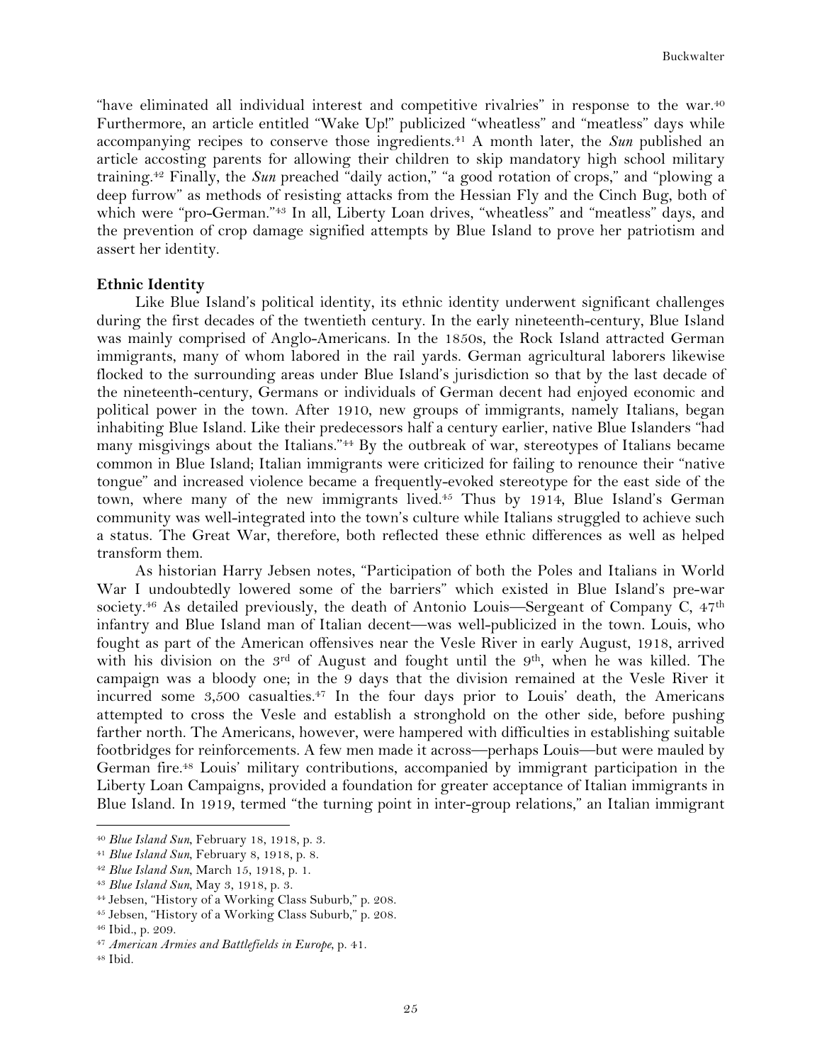"have eliminated all individual interest and competitive rivalries" in response to the war.[40] Furthermore, an article entitled "Wake Up!" publicized "wheatless" and "meatless" days while accompanying recipes to conserve those ingredients.[41] A month later, the *Sun* published an article accosting parents for allowing their children to skip mandatory high school military training.[42] Finally, the *Sun* preached "daily action," "a good rotation of crops," and "plowing a deep furrow" as methods of resisting attacks from the Hessian Fly and the Cinch Bug, both of which were "pro-German."[43] In all, Liberty Loan drives, "wheatless" and "meatless" days, and the prevention of crop damage signified attempts by Blue Island to prove her patriotism and assert her identity.

**Ethnic Identity**

Like Blue Island's political identity, its ethnic identity underwent significant challenges during the first decades of the twentieth century. In the early nineteenth-century, Blue Island was mainly comprised of Anglo-Americans. In the 1850s, the Rock Island attracted German immigrants, many of whom labored in the rail yards. German agricultural laborers likewise flocked to the surrounding areas under Blue Island's jurisdiction so that by the last decade of the nineteenth-century, Germans or individuals of German decent had enjoyed economic and political power in the town. After 1910, new groups of immigrants, namely Italians, began inhabiting Blue Island. Like their predecessors half a century earlier, native Blue Islanders "had many misgivings about the Italians."[44] By the outbreak of war, stereotypes of Italians became common in Blue Island; Italian immigrants were criticized for failing to renounce their "native tongue" and increased violence became a frequently-evoked stereotype for the east side of the town, where many of the new immigrants lived.[45] Thus by 1914, Blue Island's German community was well-integrated into the town's culture while Italians struggled to achieve such a status. The Great War, therefore, both reflected these ethnic differences as well as helped transform them.

As historian Harry Jebsen notes, "Participation of both the Poles and Italians in World War I undoubtedly lowered some of the barriers" which existed in Blue Island's pre-war society.[46] As detailed previously, the death of Antonio Louis—Sergeant of Company C, 47th infantry and Blue Island man of Italian decent—was well-publicized in the town. Louis, who fought as part of the American offensives near the Vesle River in early August, 1918, arrived with his division on the 3rd of August and fought until the 9th, when he was killed. The campaign was a bloody one; in the 9 days that the division remained at the Vesle River it incurred some 3,500 casualties.[47] In the four days prior to Louis' death, the Americans attempted to cross the Vesle and establish a stronghold on the other side, before pushing farther north. The Americans, however, were hampered with difficulties in establishing suitable footbridges for reinforcements. A few men made it across—perhaps Louis—but were mauled by German fire.[48] Louis' military contributions, accompanied by immigrant participation in the Liberty Loan Campaigns, provided a foundation for greater acceptance of Italian immigrants in Blue Island. In 1919, termed "the turning point in inter-group relations," an Italian immigrant

---

[40] *Blue Island Sun*, February 18, 1918, p. 3.
[41] *Blue Island Sun*, February 8, 1918, p. 8.
[42] *Blue Island Sun*, March 15, 1918, p. 1.
[43] *Blue Island Sun*, May 3, 1918, p. 3.
[44] Jebsen, "History of a Working Class Suburb," p. 208.
[45] Jebsen, "History of a Working Class Suburb," p. 208.
[46] Ibid., p. 209.
[47] *American Armies and Battlefields in Europe*, p. 41.
[48] Ibid.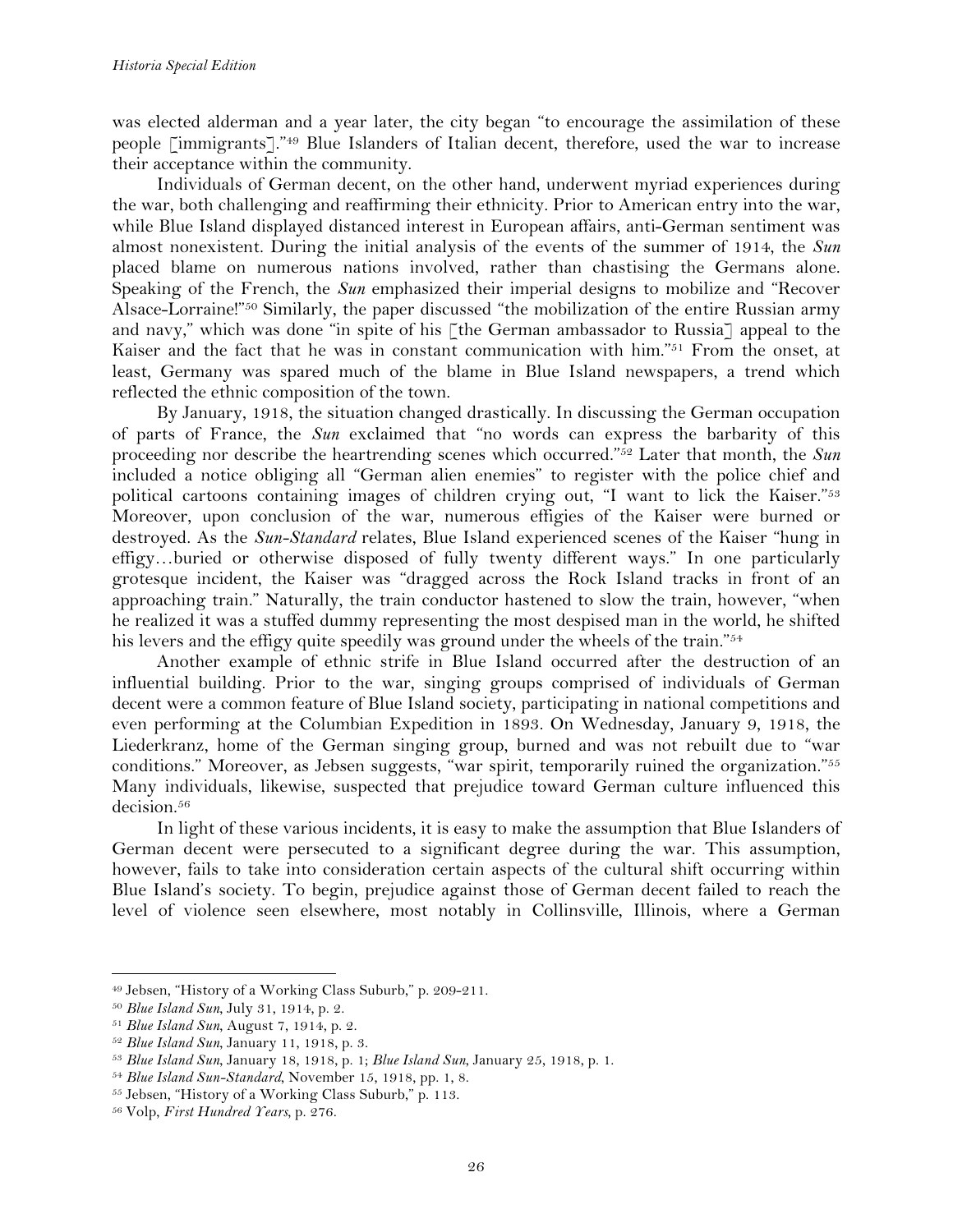was elected alderman and a year later, the city began "to encourage the assimilation of these people [immigrants]."[49] Blue Islanders of Italian decent, therefore, used the war to increase their acceptance within the community.

Individuals of German decent, on the other hand, underwent myriad experiences during the war, both challenging and reaffirming their ethnicity. Prior to American entry into the war, while Blue Island displayed distanced interest in European affairs, anti-German sentiment was almost nonexistent. During the initial analysis of the events of the summer of 1914, the *Sun* placed blame on numerous nations involved, rather than chastising the Germans alone. Speaking of the French, the *Sun* emphasized their imperial designs to mobilize and "Recover Alsace-Lorraine!"[50] Similarly, the paper discussed "the mobilization of the entire Russian army and navy," which was done "in spite of his [the German ambassador to Russia] appeal to the Kaiser and the fact that he was in constant communication with him."[51] From the onset, at least, Germany was spared much of the blame in Blue Island newspapers, a trend which reflected the ethnic composition of the town.

By January, 1918, the situation changed drastically. In discussing the German occupation of parts of France, the *Sun* exclaimed that "no words can express the barbarity of this proceeding nor describe the heartrending scenes which occurred."[52] Later that month, the *Sun* included a notice obliging all "German alien enemies" to register with the police chief and political cartoons containing images of children crying out, "I want to lick the Kaiser."[53] Moreover, upon conclusion of the war, numerous effigies of the Kaiser were burned or destroyed. As the *Sun-Standard* relates, Blue Island experienced scenes of the Kaiser "hung in effigy…buried or otherwise disposed of fully twenty different ways." In one particularly grotesque incident, the Kaiser was "dragged across the Rock Island tracks in front of an approaching train." Naturally, the train conductor hastened to slow the train, however, "when he realized it was a stuffed dummy representing the most despised man in the world, he shifted his levers and the effigy quite speedily was ground under the wheels of the train."[54]

Another example of ethnic strife in Blue Island occurred after the destruction of an influential building. Prior to the war, singing groups comprised of individuals of German decent were a common feature of Blue Island society, participating in national competitions and even performing at the Columbian Expedition in 1893. On Wednesday, January 9, 1918, the Liederkranz, home of the German singing group, burned and was not rebuilt due to "war conditions." Moreover, as Jebsen suggests, "war spirit, temporarily ruined the organization."[55] Many individuals, likewise, suspected that prejudice toward German culture influenced this decision.[56]

In light of these various incidents, it is easy to make the assumption that Blue Islanders of German decent were persecuted to a significant degree during the war. This assumption, however, fails to take into consideration certain aspects of the cultural shift occurring within Blue Island's society. To begin, prejudice against those of German decent failed to reach the level of violence seen elsewhere, most notably in Collinsville, Illinois, where a German

---

[49] Jebsen, "History of a Working Class Suburb," p. 209-211.

[50] *Blue Island Sun*, July 31, 1914, p. 2.

[51] *Blue Island Sun*, August 7, 1914, p. 2.

[52] *Blue Island Sun*, January 11, 1918, p. 3.

[53] *Blue Island Sun*, January 18, 1918, p. 1; *Blue Island Sun*, January 25, 1918, p. 1.

[54] *Blue Island Sun-Standard*, November 15, 1918, pp. 1, 8.

[55] Jebsen, "History of a Working Class Suburb," p. 113.

[56] Volp, *First Hundred Years*, p. 276.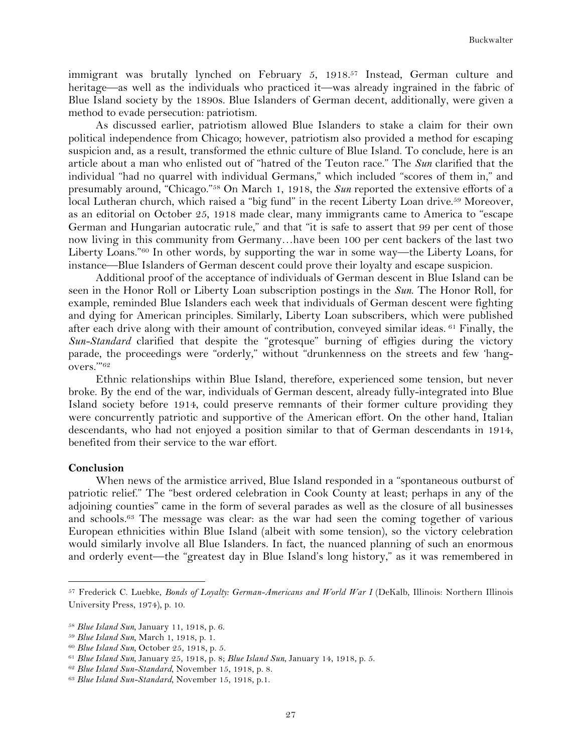immigrant was brutally lynched on February 5, 1918.[57] Instead, German culture and heritage—as well as the individuals who practiced it—was already ingrained in the fabric of Blue Island society by the 1890s. Blue Islanders of German decent, additionally, were given a method to evade persecution: patriotism.

As discussed earlier, patriotism allowed Blue Islanders to stake a claim for their own political independence from Chicago; however, patriotism also provided a method for escaping suspicion and, as a result, transformed the ethnic culture of Blue Island. To conclude, here is an article about a man who enlisted out of "hatred of the Teuton race." The *Sun* clarified that the individual "had no quarrel with individual Germans," which included "scores of them in," and presumably around, "Chicago."[58] On March 1, 1918, the *Sun* reported the extensive efforts of a local Lutheran church, which raised a "big fund" in the recent Liberty Loan drive.[59] Moreover, as an editorial on October 25, 1918 made clear, many immigrants came to America to "escape German and Hungarian autocratic rule," and that "it is safe to assert that 99 per cent of those now living in this community from Germany…have been 100 per cent backers of the last two Liberty Loans."[60] In other words, by supporting the war in some way—the Liberty Loans, for instance—Blue Islanders of German descent could prove their loyalty and escape suspicion.

Additional proof of the acceptance of individuals of German descent in Blue Island can be seen in the Honor Roll or Liberty Loan subscription postings in the *Sun*. The Honor Roll, for example, reminded Blue Islanders each week that individuals of German descent were fighting and dying for American principles. Similarly, Liberty Loan subscribers, which were published after each drive along with their amount of contribution, conveyed similar ideas.[61] Finally, the *Sun-Standard* clarified that despite the "grotesque" burning of effigies during the victory parade, the proceedings were "orderly," without "drunkenness on the streets and few 'hang-overs.'"[62]

Ethnic relationships within Blue Island, therefore, experienced some tension, but never broke. By the end of the war, individuals of German descent, already fully-integrated into Blue Island society before 1914, could preserve remnants of their former culture providing they were concurrently patriotic and supportive of the American effort. On the other hand, Italian descendants, who had not enjoyed a position similar to that of German descendants in 1914, benefited from their service to the war effort.

**Conclusion**

When news of the armistice arrived, Blue Island responded in a "spontaneous outburst of patriotic relief." The "best ordered celebration in Cook County at least; perhaps in any of the adjoining counties" came in the form of several parades as well as the closure of all businesses and schools.[63] The message was clear: as the war had seen the coming together of various European ethnicities within Blue Island (albeit with some tension), so the victory celebration would similarly involve all Blue Islanders. In fact, the nuanced planning of such an enormous and orderly event—the "greatest day in Blue Island's long history," as it was remembered in

---

[57] Frederick C. Luebke, *Bonds of Loyalty: German-Americans and World War I* (DeKalb, Illinois: Northern Illinois University Press, 1974), p. 10.

[58] *Blue Island Sun*, January 11, 1918, p. 6.

[59] *Blue Island Sun*, March 1, 1918, p. 1.

[60] *Blue Island Sun*, October 25, 1918, p. 5.

[61] *Blue Island Sun*, January 25, 1918, p. 8; *Blue Island Sun*, January 14, 1918, p. 5.

[62] *Blue Island Sun-Standard*, November 15, 1918, p. 8.

[63] *Blue Island Sun-Standard*, November 15, 1918, p.1.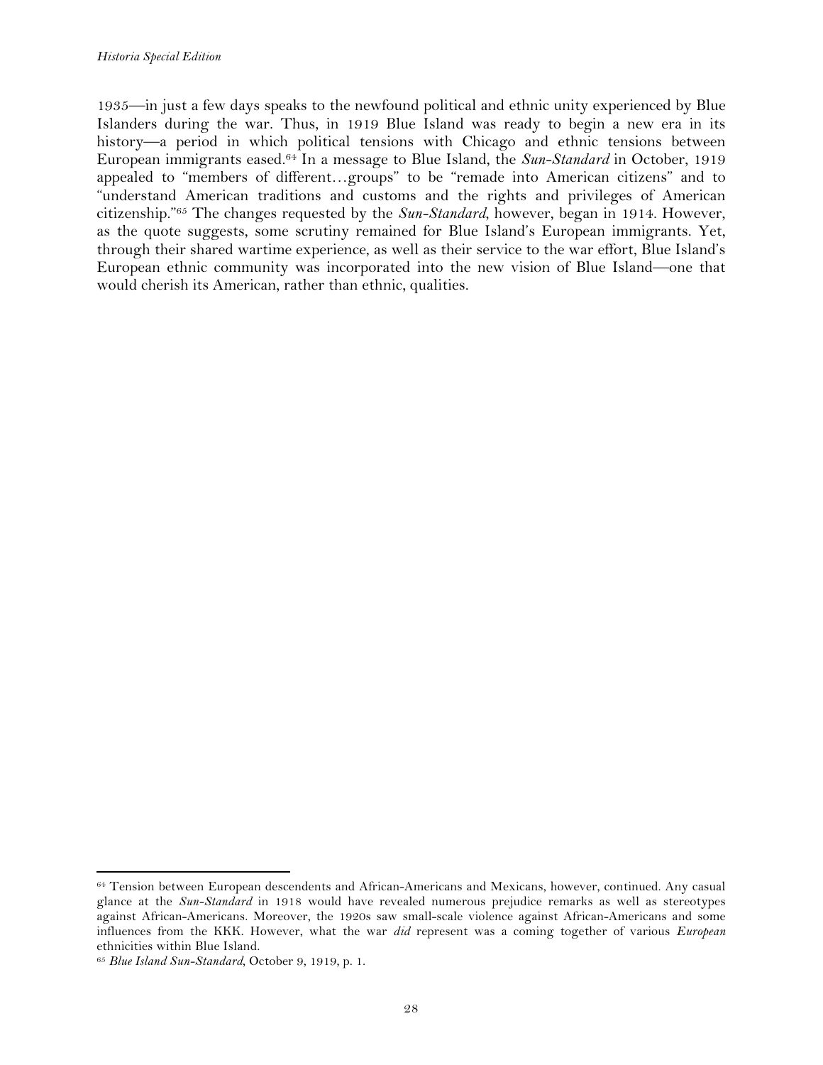1935—in just a few days speaks to the newfound political and ethnic unity experienced by Blue Islanders during the war. Thus, in 1919 Blue Island was ready to begin a new era in its history—a period in which political tensions with Chicago and ethnic tensions between European immigrants eased.[64] In a message to Blue Island, the *Sun-Standard* in October, 1919 appealed to "members of different…groups" to be "remade into American citizens" and to "understand American traditions and customs and the rights and privileges of American citizenship."[65] The changes requested by the *Sun-Standard*, however, began in 1914. However, as the quote suggests, some scrutiny remained for Blue Island's European immigrants. Yet, through their shared wartime experience, as well as their service to the war effort, Blue Island's European ethnic community was incorporated into the new vision of Blue Island—one that would cherish its American, rather than ethnic, qualities.

---

[64] Tension between European descendents and African-Americans and Mexicans, however, continued. Any casual glance at the *Sun-Standard* in 1918 would have revealed numerous prejudice remarks as well as stereotypes against African-Americans. Moreover, the 1920s saw small-scale violence against African-Americans and some influences from the KKK. However, what the war *did* represent was a coming together of various *European* ethnicities within Blue Island.

[65] *Blue Island Sun-Standard*, October 9, 1919, p. 1.